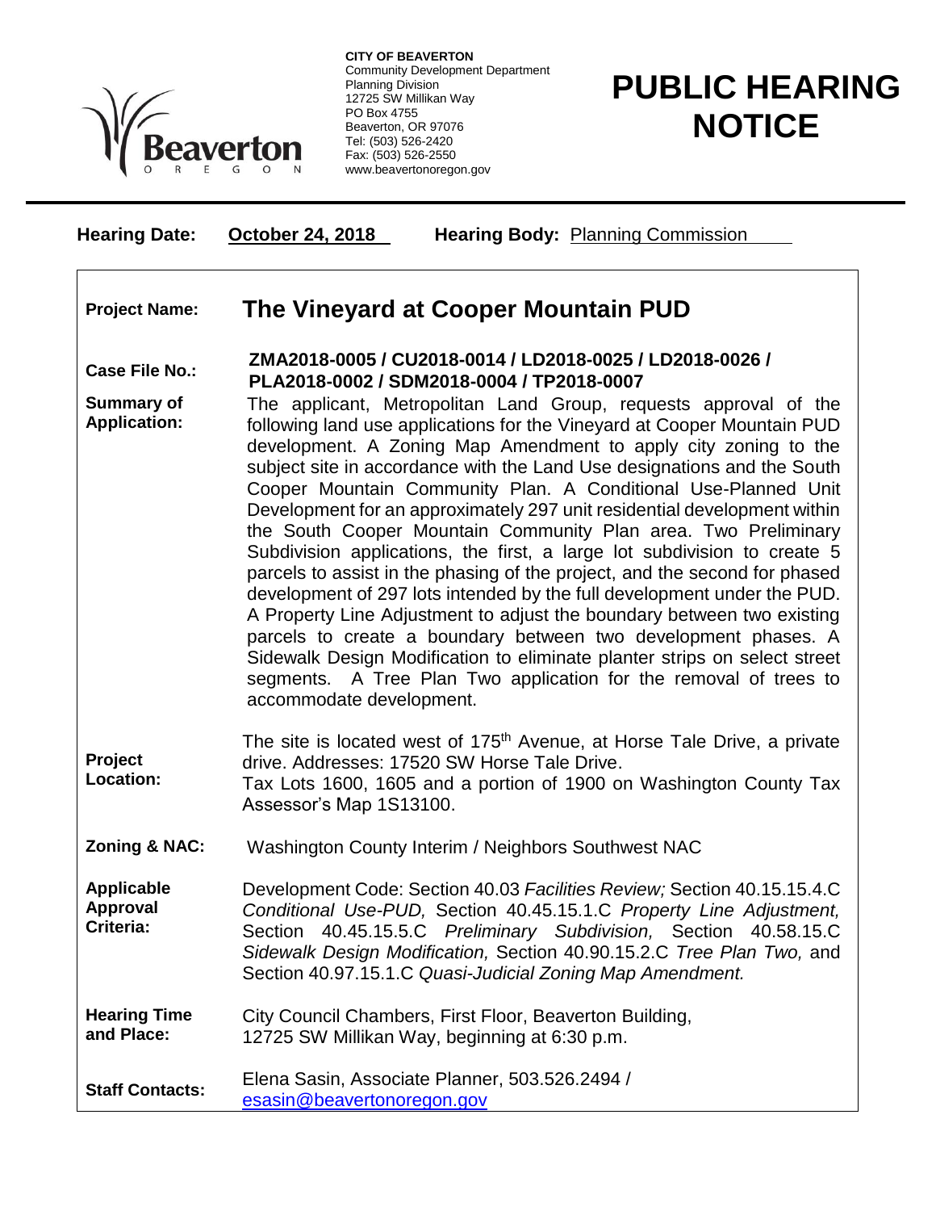**CITY OF BEAVERTON**
Community Development Department
Planning Division
12725 SW Millikan Way
PO Box 4755
Beaverton, OR 97076
Tel: (503) 526-2420
Fax: (503) 526-2550
www.beavertonoregon.gov

# PUBLIC HEARING NOTICE

**Hearing Date:** **October 24, 2018** **Hearing Body:** Planning Commission

| | |
|---|---|
| **Project Name:** | **The Vineyard at Cooper Mountain PUD** |
| **Case File No.:** | **ZMA2018-0005 / CU2018-0014 / LD2018-0025 / LD2018-0026 / PLA2018-0002 / SDM2018-0004 / TP2018-0007** |
| **Summary of Application:** | The applicant, Metropolitan Land Group, requests approval of the following land use applications for the Vineyard at Cooper Mountain PUD development. A Zoning Map Amendment to apply city zoning to the subject site in accordance with the Land Use designations and the South Cooper Mountain Community Plan. A Conditional Use-Planned Unit Development for an approximately 297 unit residential development within the South Cooper Mountain Community Plan area. Two Preliminary Subdivision applications, the first, a large lot subdivision to create 5 parcels to assist in the phasing of the project, and the second for phased development of 297 lots intended by the full development under the PUD. A Property Line Adjustment to adjust the boundary between two existing parcels to create a boundary between two development phases. A Sidewalk Design Modification to eliminate planter strips on select street segments. A Tree Plan Two application for the removal of trees to accommodate development. |
| **Project Location:** | The site is located west of 175th Avenue, at Horse Tale Drive, a private drive. Addresses: 17520 SW Horse Tale Drive. Tax Lots 1600, 1605 and a portion of 1900 on Washington County Tax Assessor's Map 1S13100. |
| **Zoning & NAC:** | Washington County Interim / Neighbors Southwest NAC |
| **Applicable Approval Criteria:** | Development Code: Section 40.03 *Facilities Review;* Section 40.15.15.4.C *Conditional Use-PUD,* Section 40.45.15.1.C *Property Line Adjustment,* Section 40.45.15.5.C *Preliminary Subdivision,* Section 40.58.15.C *Sidewalk Design Modification,* Section 40.90.15.2.C *Tree Plan Two,* and Section 40.97.15.1.C *Quasi-Judicial Zoning Map Amendment.* |
| **Hearing Time and Place:** | City Council Chambers, First Floor, Beaverton Building, 12725 SW Millikan Way, beginning at 6:30 p.m. |
| **Staff Contacts:** | Elena Sasin, Associate Planner, 503.526.2494 / esasin@beavertonoregon.gov |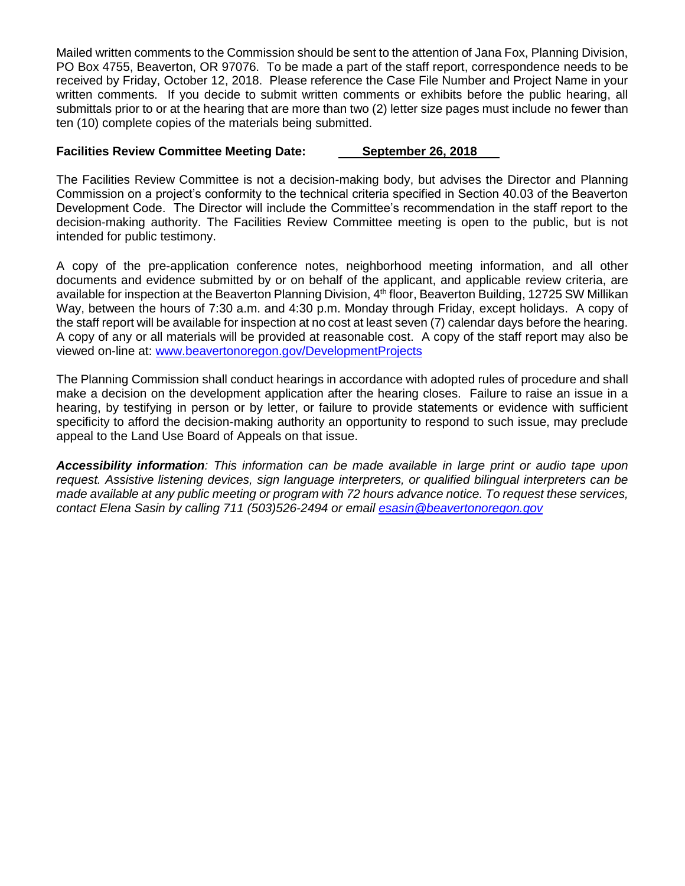Mailed written comments to the Commission should be sent to the attention of Jana Fox, Planning Division, PO Box 4755, Beaverton, OR 97076. To be made a part of the staff report, correspondence needs to be received by Friday, October 12, 2018. Please reference the Case File Number and Project Name in your written comments. If you decide to submit written comments or exhibits before the public hearing, all submittals prior to or at the hearing that are more than two (2) letter size pages must include no fewer than ten (10) complete copies of the materials being submitted.

**Facilities Review Committee Meeting Date:** **September 26, 2018**

The Facilities Review Committee is not a decision-making body, but advises the Director and Planning Commission on a project's conformity to the technical criteria specified in Section 40.03 of the Beaverton Development Code. The Director will include the Committee's recommendation in the staff report to the decision-making authority. The Facilities Review Committee meeting is open to the public, but is not intended for public testimony.

A copy of the pre-application conference notes, neighborhood meeting information, and all other documents and evidence submitted by or on behalf of the applicant, and applicable review criteria, are available for inspection at the Beaverton Planning Division, 4th floor, Beaverton Building, 12725 SW Millikan Way, between the hours of 7:30 a.m. and 4:30 p.m. Monday through Friday, except holidays. A copy of the staff report will be available for inspection at no cost at least seven (7) calendar days before the hearing. A copy of any or all materials will be provided at reasonable cost. A copy of the staff report may also be viewed on-line at: www.beavertonoregon.gov/DevelopmentProjects

The Planning Commission shall conduct hearings in accordance with adopted rules of procedure and shall make a decision on the development application after the hearing closes. Failure to raise an issue in a hearing, by testifying in person or by letter, or failure to provide statements or evidence with sufficient specificity to afford the decision-making authority an opportunity to respond to such issue, may preclude appeal to the Land Use Board of Appeals on that issue.

***Accessibility information**: This information can be made available in large print or audio tape upon request. Assistive listening devices, sign language interpreters, or qualified bilingual interpreters can be made available at any public meeting or program with 72 hours advance notice. To request these services, contact Elena Sasin by calling 711 (503)526-2494 or email esasin@beavertonoregon.gov*